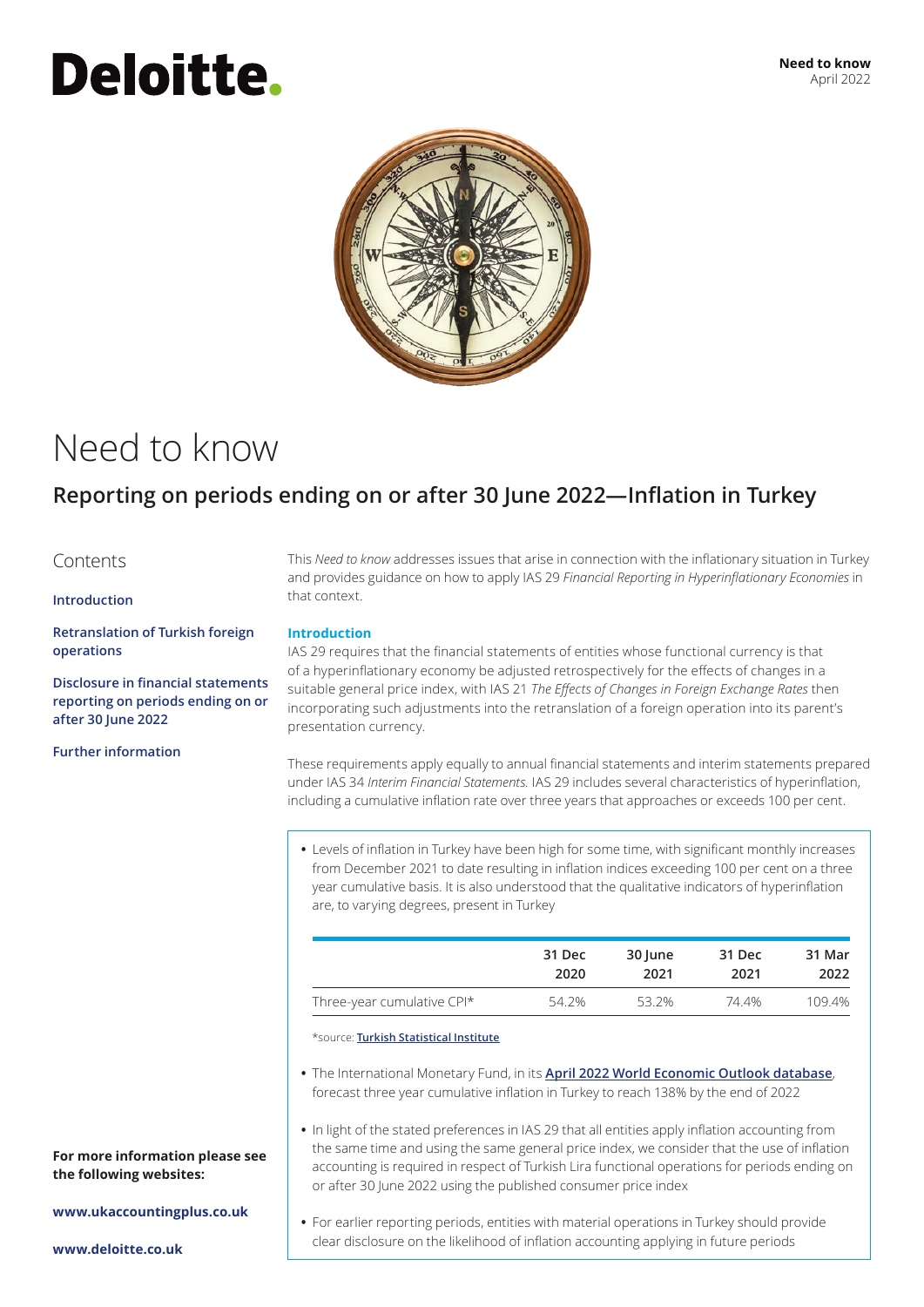Deloitte.

**Need to know**
April 2022

# Need to know

## Reporting on periods ending on or after 30 June 2022—Inflation in Turkey

Contents

**Introduction**

**Retranslation of Turkish foreign operations**

**Disclosure in financial statements reporting on periods ending on or after 30 June 2022**

**Further information**

**For more information please see the following websites:**

**www.ukaccountingplus.co.uk**

**www.deloitte.co.uk**

This *Need to know* addresses issues that arise in connection with the inflationary situation in Turkey and provides guidance on how to apply IAS 29 *Financial Reporting in Hyperinflationary Economies* in that context.

### Introduction

IAS 29 requires that the financial statements of entities whose functional currency is that of a hyperinflationary economy be adjusted retrospectively for the effects of changes in a suitable general price index, with IAS 21 *The Effects of Changes in Foreign Exchange Rates* then incorporating such adjustments into the retranslation of a foreign operation into its parent's presentation currency.

These requirements apply equally to annual financial statements and interim statements prepared under IAS 34 *Interim Financial Statements.* IAS 29 includes several characteristics of hyperinflation, including a cumulative inflation rate over three years that approaches or exceeds 100 per cent.

- Levels of inflation in Turkey have been high for some time, with significant monthly increases from December 2021 to date resulting in inflation indices exceeding 100 per cent on a three year cumulative basis. It is also understood that the qualitative indicators of hyperinflation are, to varying degrees, present in Turkey

| | 31 Dec 2020 | 30 June 2021 | 31 Dec 2021 | 31 Mar 2022 |
|---|---|---|---|---|
| Three-year cumulative CPI* | 54.2% | 53.2% | 74.4% | 109.4% |

*source: **Turkish Statistical Institute**

- The International Monetary Fund, in its **April 2022 World Economic Outlook database**, forecast three year cumulative inflation in Turkey to reach 138% by the end of 2022

- In light of the stated preferences in IAS 29 that all entities apply inflation accounting from the same time and using the same general price index, we consider that the use of inflation accounting is required in respect of Turkish Lira functional operations for periods ending on or after 30 June 2022 using the published consumer price index

- For earlier reporting periods, entities with material operations in Turkey should provide clear disclosure on the likelihood of inflation accounting applying in future periods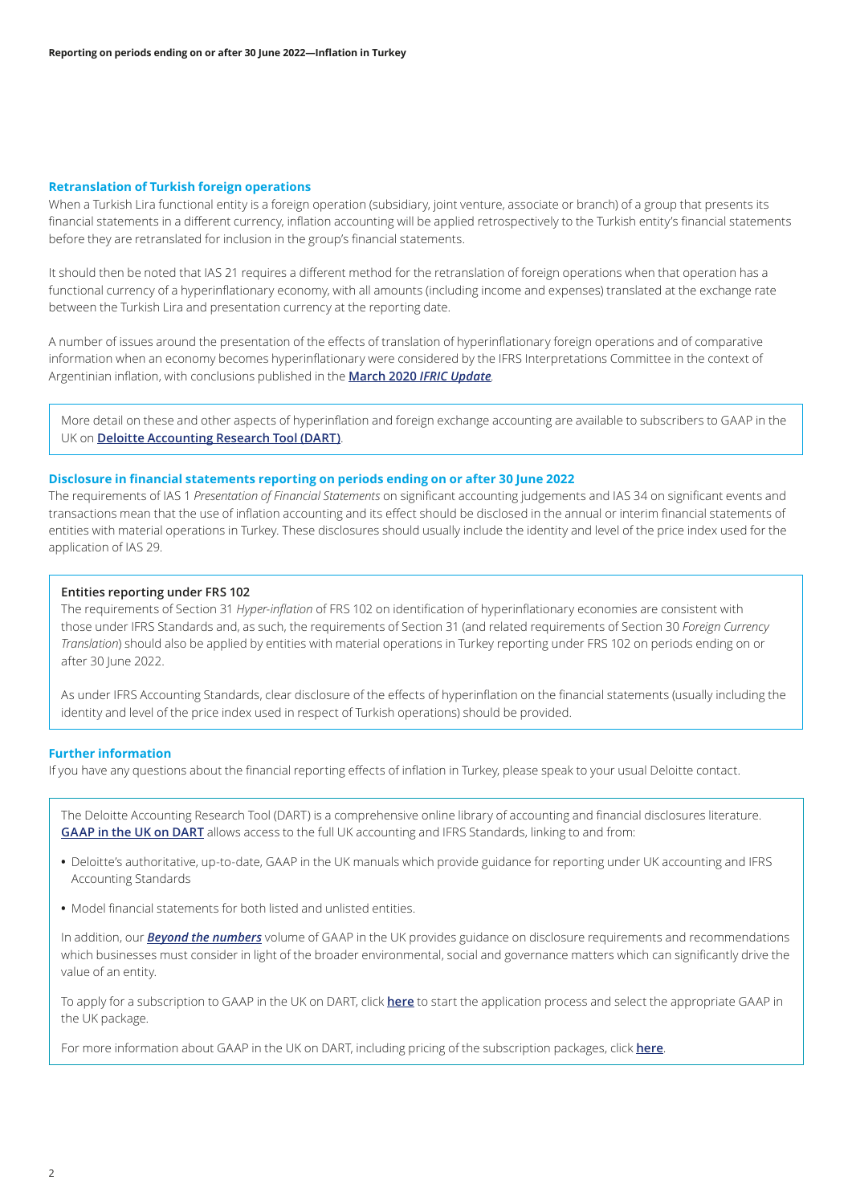## Retranslation of Turkish foreign operations

When a Turkish Lira functional entity is a foreign operation (subsidiary, joint venture, associate or branch) of a group that presents its financial statements in a different currency, inflation accounting will be applied retrospectively to the Turkish entity's financial statements before they are retranslated for inclusion in the group's financial statements.

It should then be noted that IAS 21 requires a different method for the retranslation of foreign operations when that operation has a functional currency of a hyperinflationary economy, with all amounts (including income and expenses) translated at the exchange rate between the Turkish Lira and presentation currency at the reporting date.

A number of issues around the presentation of the effects of translation of hyperinflationary foreign operations and of comparative information when an economy becomes hyperinflationary were considered by the IFRS Interpretations Committee in the context of Argentinian inflation, with conclusions published in the **March 2020 *IFRIC Update***.

> More detail on these and other aspects of hyperinflation and foreign exchange accounting are available to subscribers to GAAP in the UK on **Deloitte Accounting Research Tool (DART)**.

## Disclosure in financial statements reporting on periods ending on or after 30 June 2022

The requirements of IAS 1 *Presentation of Financial Statements* on significant accounting judgements and IAS 34 on significant events and transactions mean that the use of inflation accounting and its effect should be disclosed in the annual or interim financial statements of entities with material operations in Turkey. These disclosures should usually include the identity and level of the price index used for the application of IAS 29.

> **Entities reporting under FRS 102**
>
> The requirements of Section 31 *Hyper-inflation* of FRS 102 on identification of hyperinflationary economies are consistent with those under IFRS Standards and, as such, the requirements of Section 31 (and related requirements of Section 30 *Foreign Currency Translation*) should also be applied by entities with material operations in Turkey reporting under FRS 102 on periods ending on or after 30 June 2022.
>
> As under IFRS Accounting Standards, clear disclosure of the effects of hyperinflation on the financial statements (usually including the identity and level of the price index used in respect of Turkish operations) should be provided.

## Further information

If you have any questions about the financial reporting effects of inflation in Turkey, please speak to your usual Deloitte contact.

> The Deloitte Accounting Research Tool (DART) is a comprehensive online library of accounting and financial disclosures literature. **GAAP in the UK on DART** allows access to the full UK accounting and IFRS Standards, linking to and from:
>
> - Deloitte's authoritative, up-to-date, GAAP in the UK manuals which provide guidance for reporting under UK accounting and IFRS Accounting Standards
> - Model financial statements for both listed and unlisted entities.
>
> In addition, our ***Beyond the numbers*** volume of GAAP in the UK provides guidance on disclosure requirements and recommendations which businesses must consider in light of the broader environmental, social and governance matters which can significantly drive the value of an entity.
>
> To apply for a subscription to GAAP in the UK on DART, click **here** to start the application process and select the appropriate GAAP in the UK package.
>
> For more information about GAAP in the UK on DART, including pricing of the subscription packages, click **here**.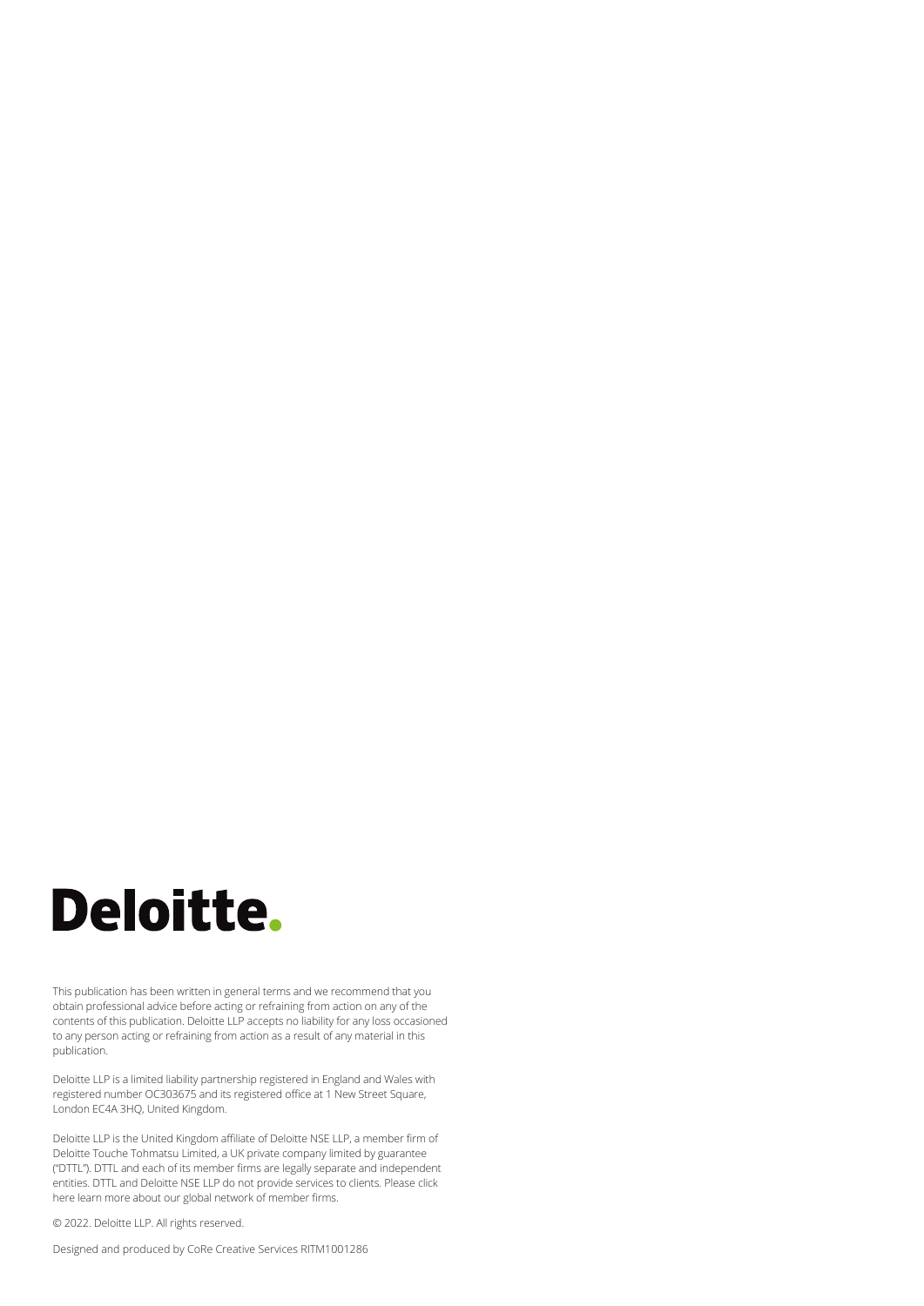Deloitte.

This publication has been written in general terms and we recommend that you obtain professional advice before acting or refraining from action on any of the contents of this publication. Deloitte LLP accepts no liability for any loss occasioned to any person acting or refraining from action as a result of any material in this publication.

Deloitte LLP is a limited liability partnership registered in England and Wales with registered number OC303675 and its registered office at 1 New Street Square, London EC4A 3HQ, United Kingdom.

Deloitte LLP is the United Kingdom affiliate of Deloitte NSE LLP, a member firm of Deloitte Touche Tohmatsu Limited, a UK private company limited by guarantee ("DTTL"). DTTL and each of its member firms are legally separate and independent entities. DTTL and Deloitte NSE LLP do not provide services to clients. Please click here learn more about our global network of member firms.

© 2022. Deloitte LLP. All rights reserved.

Designed and produced by CoRe Creative Services RITM1001286